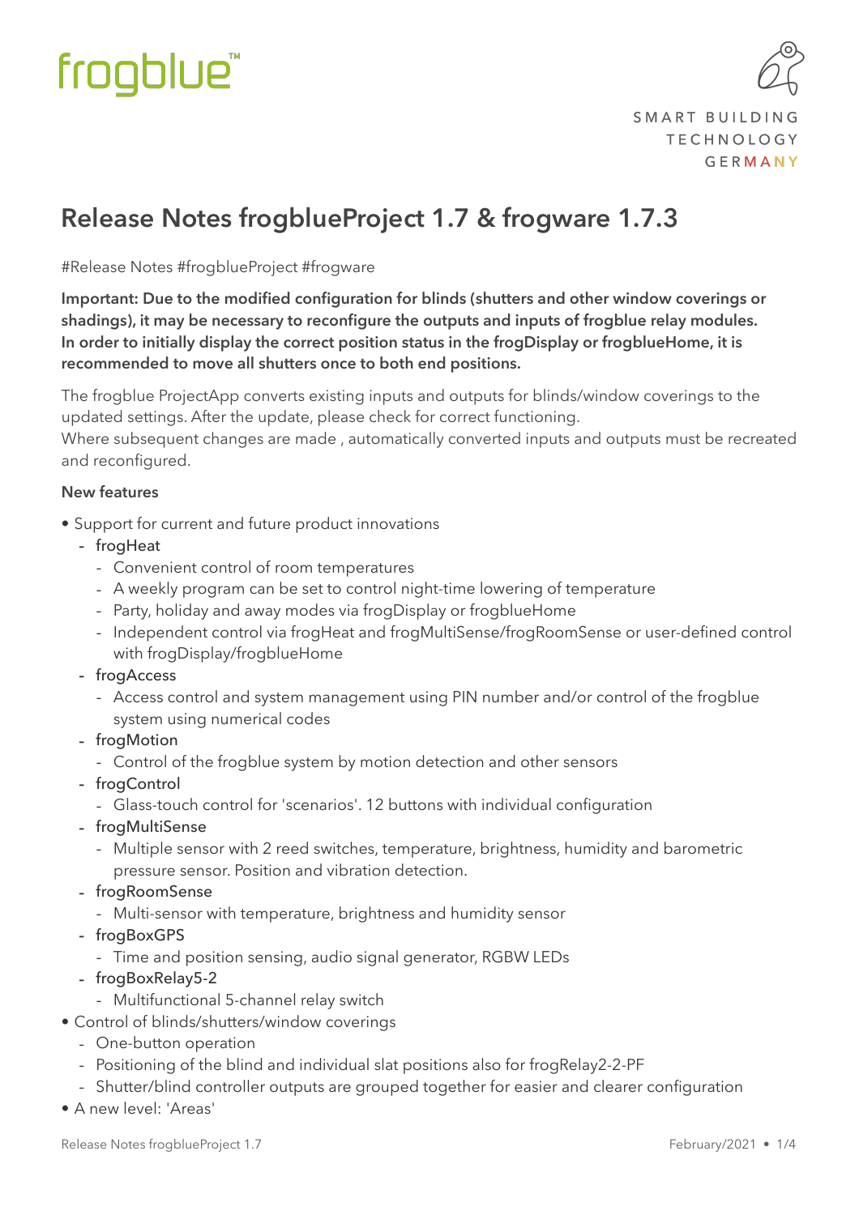frogblue™

SMART BUILDING
TECHNOLOGY
GERMANY

# Release Notes frogblueProject 1.7 & frogware 1.7.3

#Release Notes #frogblueProject #frogware

**Important: Due to the modified configuration for blinds (shutters and other window coverings or shadings), it may be necessary to reconfigure the outputs and inputs of frogblue relay modules. In order to initially display the correct position status in the frogDisplay or frogblueHome, it is recommended to move all shutters once to both end positions.**

The frogblue ProjectApp converts existing inputs and outputs for blinds/window coverings to the updated settings. After the update, please check for correct functioning.
Where subsequent changes are made , automatically converted inputs and outputs must be recreated and reconfigured.

**New features**

- Support for current and future product innovations
  - frogHeat
    - Convenient control of room temperatures
    - A weekly program can be set to control night-time lowering of temperature
    - Party, holiday and away modes via frogDisplay or frogblueHome
    - Independent control via frogHeat and frogMultiSense/frogRoomSense or user-defined control with frogDisplay/frogblueHome
  - frogAccess
    - Access control and system management using PIN number and/or control of the frogblue system using numerical codes
  - frogMotion
    - Control of the frogblue system by motion detection and other sensors
  - frogControl
    - Glass-touch control for 'scenarios'. 12 buttons with individual configuration
  - frogMultiSense
    - Multiple sensor with 2 reed switches, temperature, brightness, humidity and barometric pressure sensor. Position and vibration detection.
  - frogRoomSense
    - Multi-sensor with temperature, brightness and humidity sensor
  - frogBoxGPS
    - Time and position sensing, audio signal generator, RGBW LEDs
  - frogBoxRelay5-2
    - Multifunctional 5-channel relay switch
- Control of blinds/shutters/window coverings
  - One-button operation
  - Positioning of the blind and individual slat positions also for frogRelay2-2-PF
  - Shutter/blind controller outputs are grouped together for easier and clearer configuration
- A new level: 'Areas'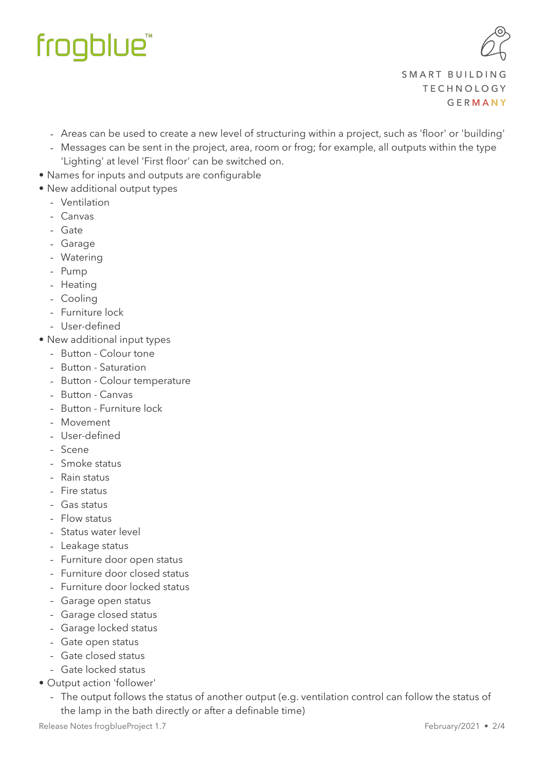- Areas can be used to create a new level of structuring within a project, such as 'floor' or 'building'
  - Messages can be sent in the project, area, room or frog; for example, all outputs within the type 'Lighting' at level 'First floor' can be switched on.
- Names for inputs and outputs are configurable
- New additional output types
  - Ventilation
  - Canvas
  - Gate
  - Garage
  - Watering
  - Pump
  - Heating
  - Cooling
  - Furniture lock
  - User-defined
- New additional input types
  - Button - Colour tone
  - Button - Saturation
  - Button - Colour temperature
  - Button - Canvas
  - Button - Furniture lock
  - Movement
  - User-defined
  - Scene
  - Smoke status
  - Rain status
  - Fire status
  - Gas status
  - Flow status
  - Status water level
  - Leakage status
  - Furniture door open status
  - Furniture door closed status
  - Furniture door locked status
  - Garage open status
  - Garage closed status
  - Garage locked status
  - Gate open status
  - Gate closed status
  - Gate locked status
- Output action 'follower'
  - The output follows the status of another output (e.g. ventilation control can follow the status of the lamp in the bath directly or after a definable time)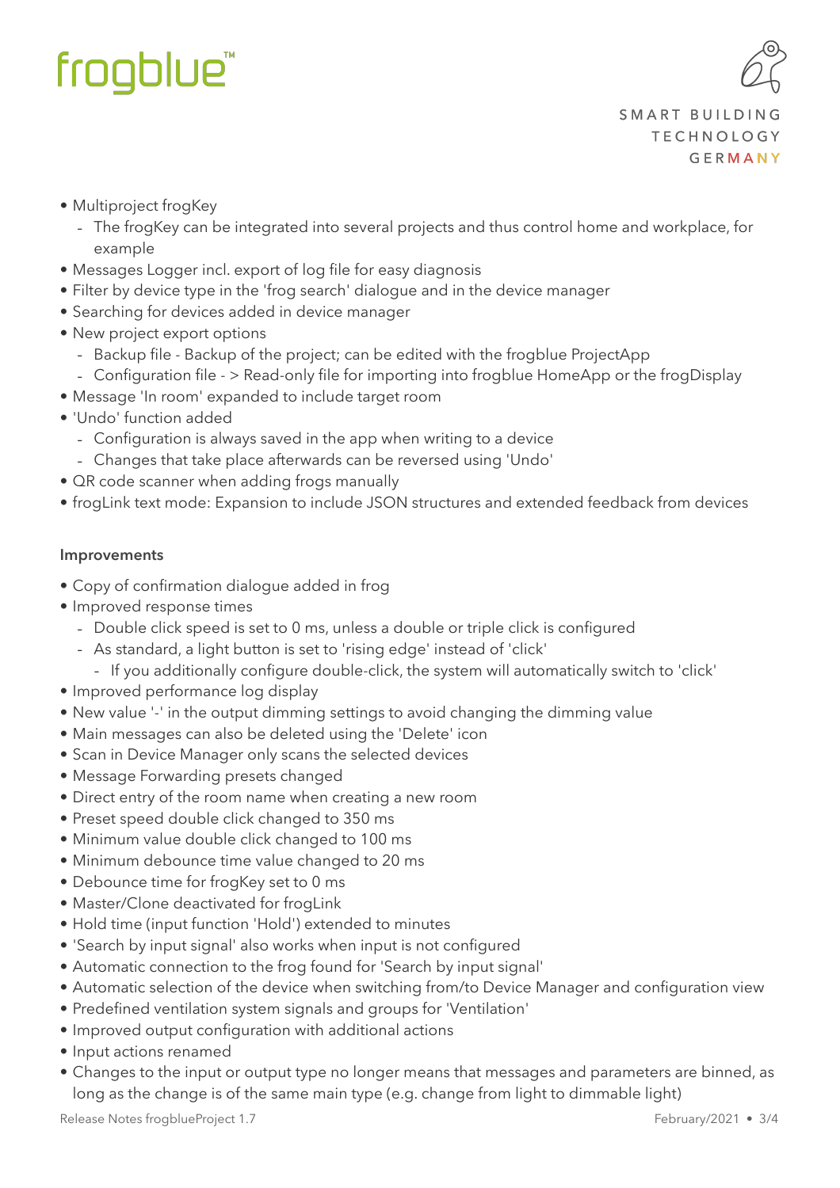- Multiproject frogKey
  - The frogKey can be integrated into several projects and thus control home and workplace, for example
- Messages Logger incl. export of log file for easy diagnosis
- Filter by device type in the 'frog search' dialogue and in the device manager
- Searching for devices added in device manager
- New project export options
  - Backup file - Backup of the project; can be edited with the frogblue ProjectApp
  - Configuration file - > Read-only file for importing into frogblue HomeApp or the frogDisplay
- Message 'In room' expanded to include target room
- 'Undo' function added
  - Configuration is always saved in the app when writing to a device
  - Changes that take place afterwards can be reversed using 'Undo'
- QR code scanner when adding frogs manually
- frogLink text mode: Expansion to include JSON structures and extended feedback from devices

#### Improvements

- Copy of confirmation dialogue added in frog
- Improved response times
  - Double click speed is set to 0 ms, unless a double or triple click is configured
  - As standard, a light button is set to 'rising edge' instead of 'click'
    - If you additionally configure double-click, the system will automatically switch to 'click'
- Improved performance log display
- New value '-' in the output dimming settings to avoid changing the dimming value
- Main messages can also be deleted using the 'Delete' icon
- Scan in Device Manager only scans the selected devices
- Message Forwarding presets changed
- Direct entry of the room name when creating a new room
- Preset speed double click changed to 350 ms
- Minimum value double click changed to 100 ms
- Minimum debounce time value changed to 20 ms
- Debounce time for frogKey set to 0 ms
- Master/Clone deactivated for frogLink
- Hold time (input function 'Hold') extended to minutes
- 'Search by input signal' also works when input is not configured
- Automatic connection to the frog found for 'Search by input signal'
- Automatic selection of the device when switching from/to Device Manager and configuration view
- Predefined ventilation system signals and groups for 'Ventilation'
- Improved output configuration with additional actions
- Input actions renamed
- Changes to the input or output type no longer means that messages and parameters are binned, as long as the change is of the same main type (e.g. change from light to dimmable light)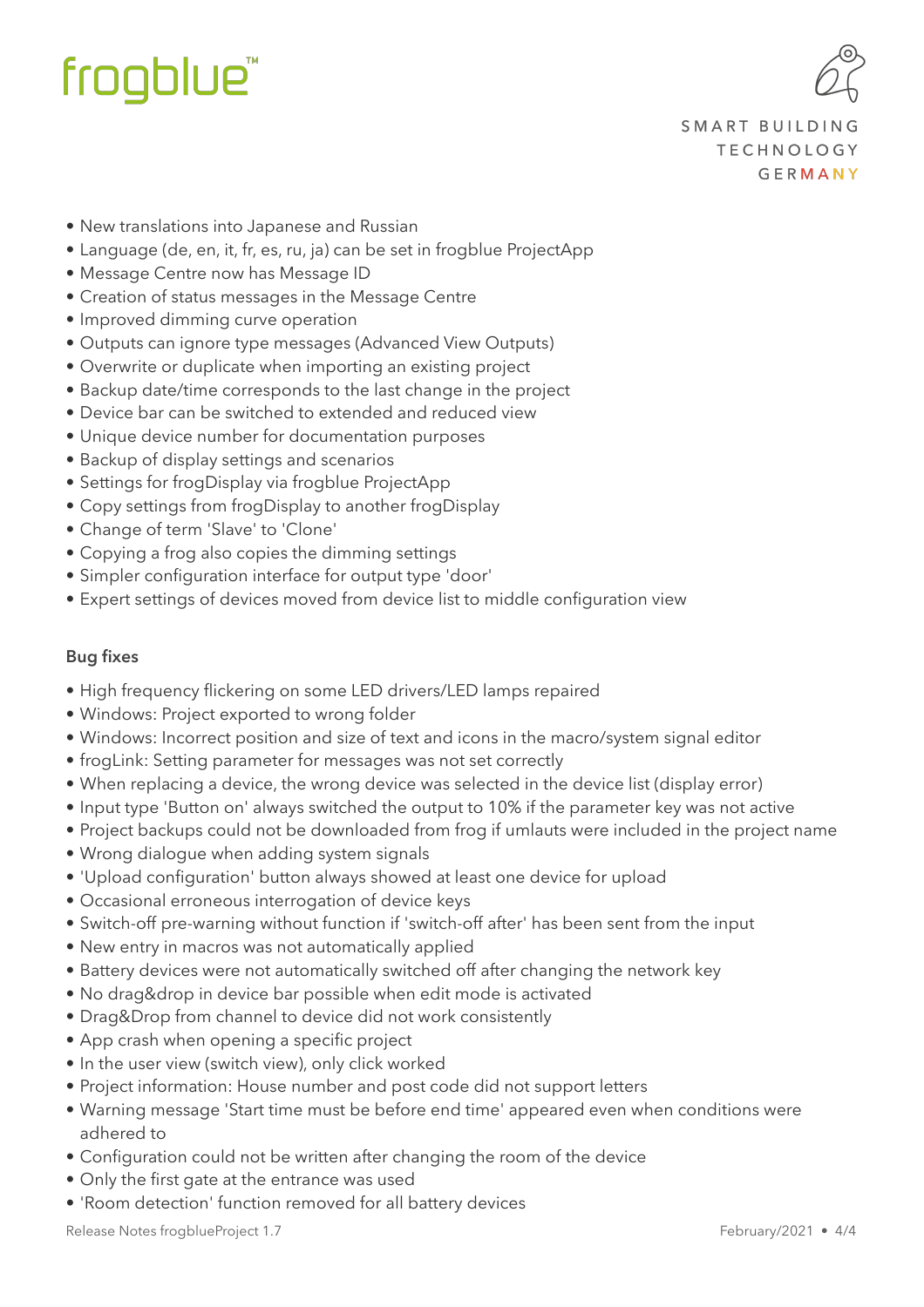- New translations into Japanese and Russian
- Language (de, en, it, fr, es, ru, ja) can be set in frogblue ProjectApp
- Message Centre now has Message ID
- Creation of status messages in the Message Centre
- Improved dimming curve operation
- Outputs can ignore type messages (Advanced View Outputs)
- Overwrite or duplicate when importing an existing project
- Backup date/time corresponds to the last change in the project
- Device bar can be switched to extended and reduced view
- Unique device number for documentation purposes
- Backup of display settings and scenarios
- Settings for frogDisplay via frogblue ProjectApp
- Copy settings from frogDisplay to another frogDisplay
- Change of term 'Slave' to 'Clone'
- Copying a frog also copies the dimming settings
- Simpler configuration interface for output type 'door'
- Expert settings of devices moved from device list to middle configuration view

**Bug fixes**

- High frequency flickering on some LED drivers/LED lamps repaired
- Windows: Project exported to wrong folder
- Windows: Incorrect position and size of text and icons in the macro/system signal editor
- frogLink: Setting parameter for messages was not set correctly
- When replacing a device, the wrong device was selected in the device list (display error)
- Input type 'Button on' always switched the output to 10% if the parameter key was not active
- Project backups could not be downloaded from frog if umlauts were included in the project name
- Wrong dialogue when adding system signals
- 'Upload configuration' button always showed at least one device for upload
- Occasional erroneous interrogation of device keys
- Switch-off pre-warning without function if 'switch-off after' has been sent from the input
- New entry in macros was not automatically applied
- Battery devices were not automatically switched off after changing the network key
- No drag&drop in device bar possible when edit mode is activated
- Drag&Drop from channel to device did not work consistently
- App crash when opening a specific project
- In the user view (switch view), only click worked
- Project information: House number and post code did not support letters
- Warning message 'Start time must be before end time' appeared even when conditions were adhered to
- Configuration could not be written after changing the room of the device
- Only the first gate at the entrance was used
- 'Room detection' function removed for all battery devices